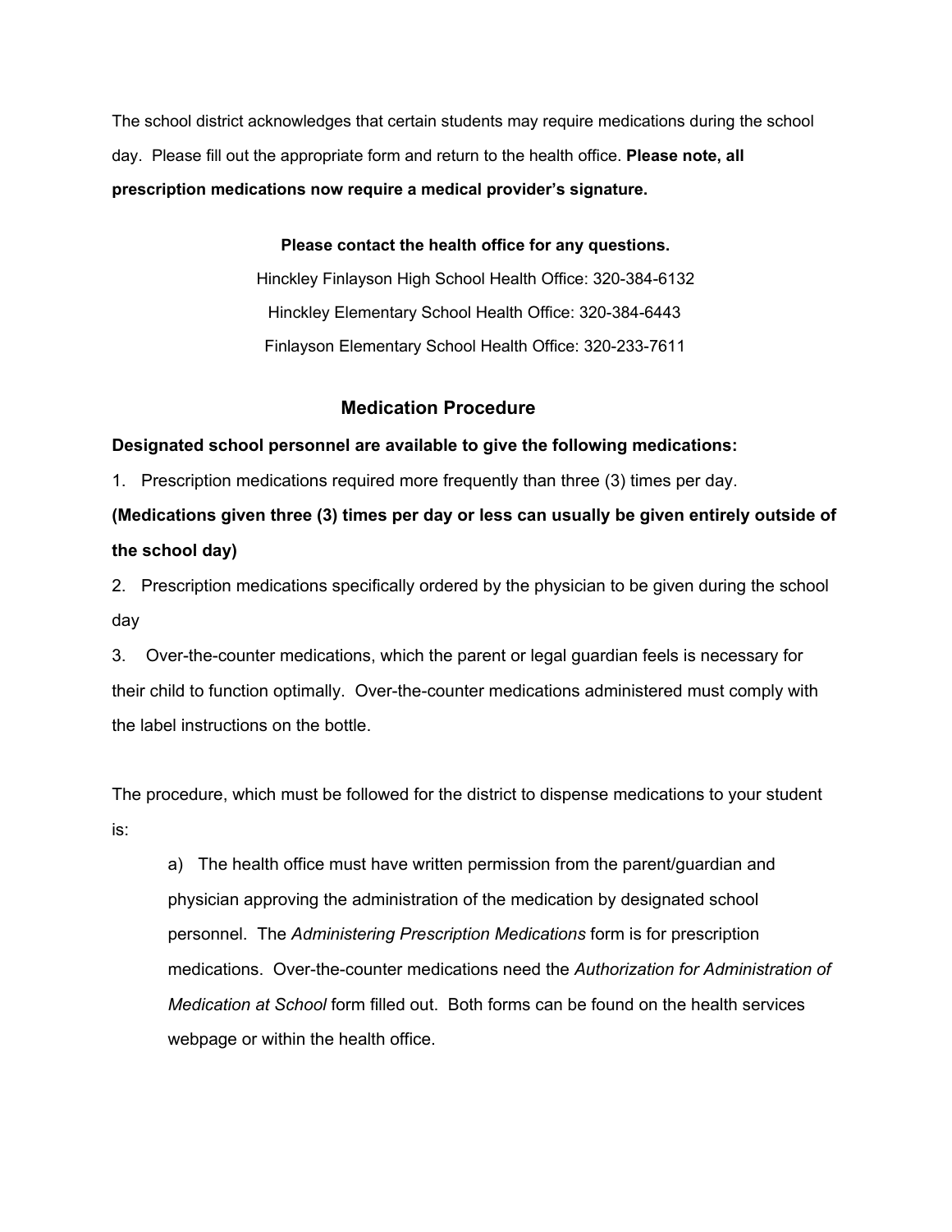The school district acknowledges that certain students may require medications during the school day. Please fill out the appropriate form and return to the health office. **Please note, all prescription medications now require a medical provider's signature.**

**Please contact the health office for any questions.**

Hinckley Finlayson High School Health Office: 320-384-6132

Hinckley Elementary School Health Office: 320-384-6443

Finlayson Elementary School Health Office: 320-233-7611

## Medication Procedure

**Designated school personnel are available to give the following medications:**

1. Prescription medications required more frequently than three (3) times per day.

**(Medications given three (3) times per day or less can usually be given entirely outside of the school day)**

2. Prescription medications specifically ordered by the physician to be given during the school day
3. Over-the-counter medications, which the parent or legal guardian feels is necessary for their child to function optimally. Over-the-counter medications administered must comply with the label instructions on the bottle.

The procedure, which must be followed for the district to dispense medications to your student is:

a) The health office must have written permission from the parent/guardian and physician approving the administration of the medication by designated school personnel. The *Administering Prescription Medications* form is for prescription medications. Over-the-counter medications need the *Authorization for Administration of Medication at School* form filled out. Both forms can be found on the health services webpage or within the health office.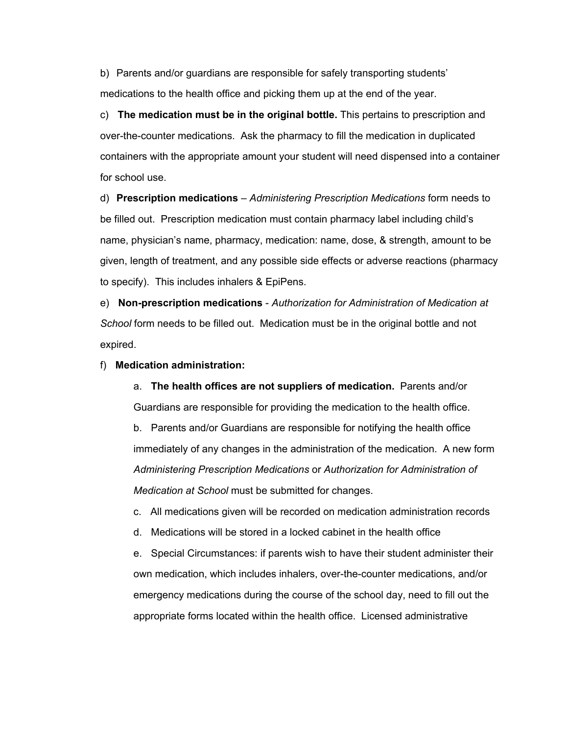b) Parents and/or guardians are responsible for safely transporting students' medications to the health office and picking them up at the end of the year.

c) **The medication must be in the original bottle.** This pertains to prescription and over-the-counter medications. Ask the pharmacy to fill the medication in duplicated containers with the appropriate amount your student will need dispensed into a container for school use.

d) **Prescription medications** – *Administering Prescription Medications* form needs to be filled out. Prescription medication must contain pharmacy label including child's name, physician's name, pharmacy, medication: name, dose, & strength, amount to be given, length of treatment, and any possible side effects or adverse reactions (pharmacy to specify). This includes inhalers & EpiPens.

e) **Non-prescription medications** - *Authorization for Administration of Medication at School* form needs to be filled out. Medication must be in the original bottle and not expired.

f) **Medication administration:**

  a. **The health offices are not suppliers of medication.** Parents and/or Guardians are responsible for providing the medication to the health office.

  b. Parents and/or Guardians are responsible for notifying the health office immediately of any changes in the administration of the medication. A new form *Administering Prescription Medications* or *Authorization for Administration of Medication at School* must be submitted for changes.

  c. All medications given will be recorded on medication administration records

  d. Medications will be stored in a locked cabinet in the health office

  e. Special Circumstances: if parents wish to have their student administer their own medication, which includes inhalers, over-the-counter medications, and/or emergency medications during the course of the school day, need to fill out the appropriate forms located within the health office. Licensed administrative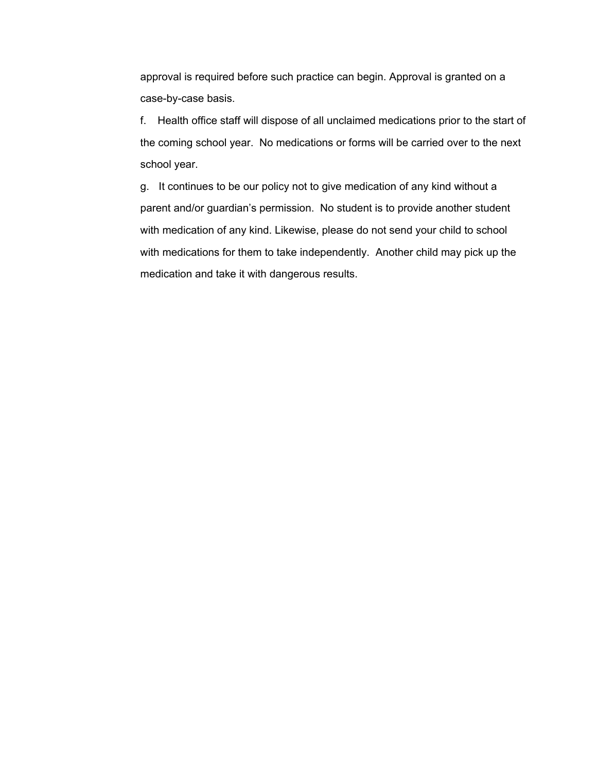approval is required before such practice can begin. Approval is granted on a case-by-case basis.

f. Health office staff will dispose of all unclaimed medications prior to the start of the coming school year. No medications or forms will be carried over to the next school year.

g. It continues to be our policy not to give medication of any kind without a parent and/or guardian's permission. No student is to provide another student with medication of any kind. Likewise, please do not send your child to school with medications for them to take independently. Another child may pick up the medication and take it with dangerous results.